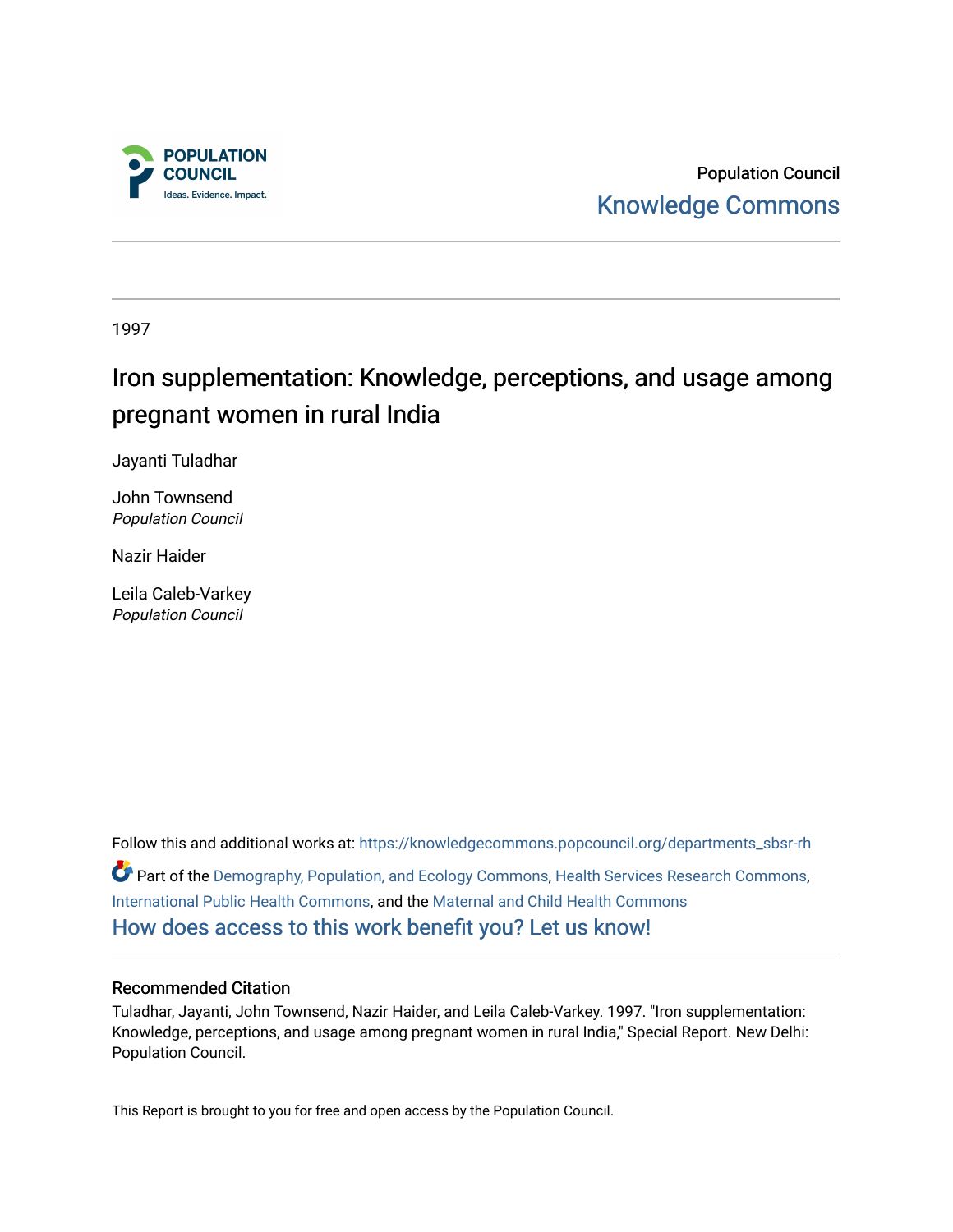POPULATION COUNCIL
Ideas. Evidence. Impact.

Population Council
Knowledge Commons

1997

# Iron supplementation: Knowledge, perceptions, and usage among pregnant women in rural India

Jayanti Tuladhar

John Townsend
*Population Council*

Nazir Haider

Leila Caleb-Varkey
*Population Council*

Follow this and additional works at: https://knowledgecommons.popcouncil.org/departments_sbsr-rh

Part of the Demography, Population, and Ecology Commons, Health Services Research Commons, International Public Health Commons, and the Maternal and Child Health Commons

How does access to this work benefit you? Let us know!

## Recommended Citation

Tuladhar, Jayanti, John Townsend, Nazir Haider, and Leila Caleb-Varkey. 1997. "Iron supplementation: Knowledge, perceptions, and usage among pregnant women in rural India," Special Report. New Delhi: Population Council.

This Report is brought to you for free and open access by the Population Council.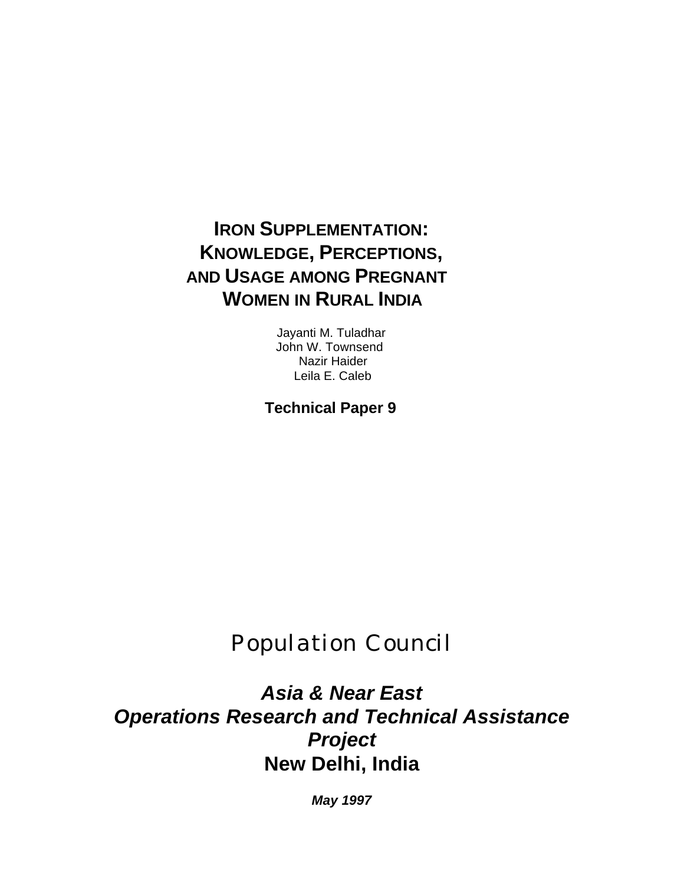# IRON SUPPLEMENTATION: KNOWLEDGE, PERCEPTIONS, AND USAGE AMONG PREGNANT WOMEN IN RURAL INDIA

Jayanti M. Tuladhar
John W. Townsend
Nazir Haider
Leila E. Caleb

**Technical Paper 9**

Population Council

***Asia & Near East***
***Operations Research and Technical Assistance Project***
**New Delhi, India**

***May 1997***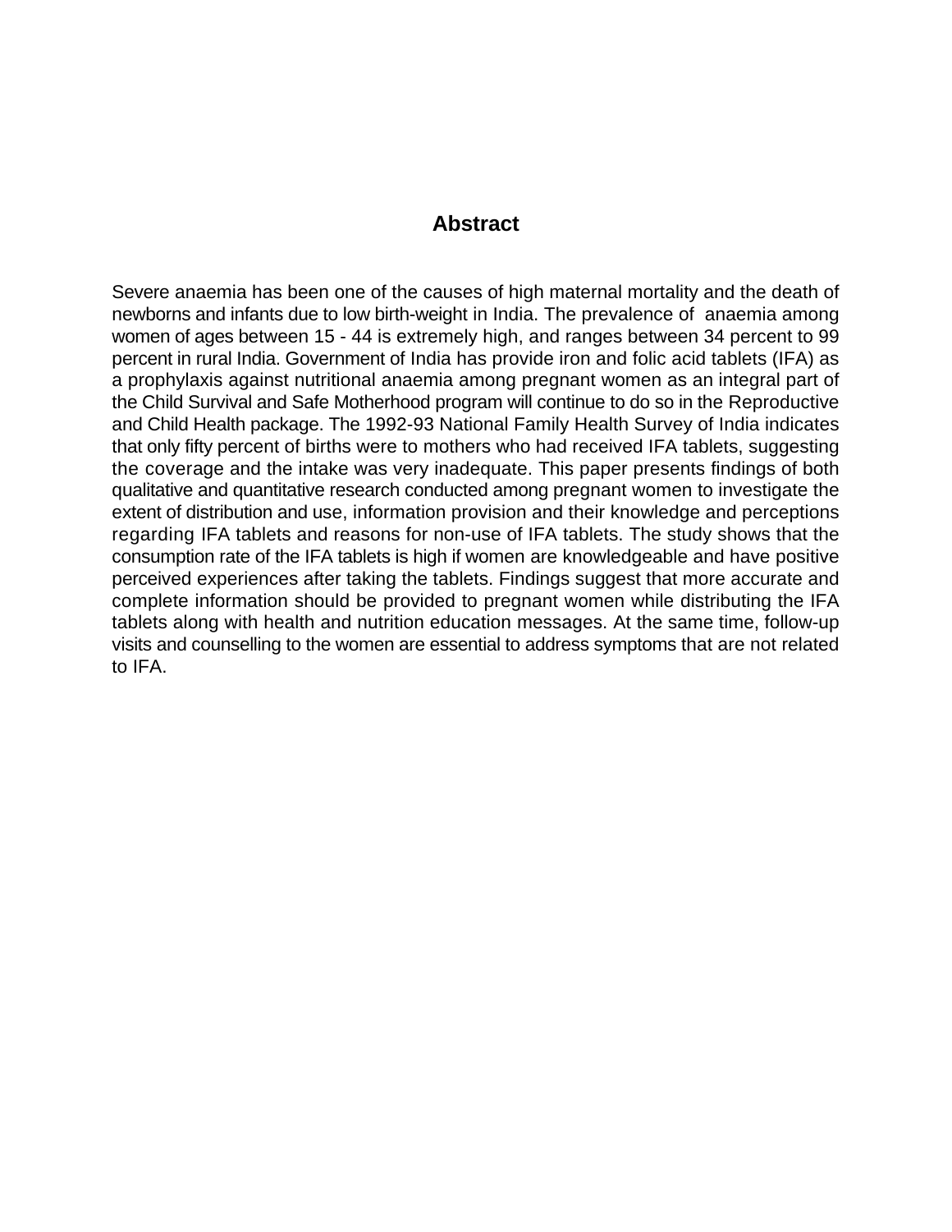## Abstract

Severe anaemia has been one of the causes of high maternal mortality and the death of newborns and infants due to low birth-weight in India. The prevalence of anaemia among women of ages between 15 - 44 is extremely high, and ranges between 34 percent to 99 percent in rural India. Government of India has provide iron and folic acid tablets (IFA) as a prophylaxis against nutritional anaemia among pregnant women as an integral part of the Child Survival and Safe Motherhood program will continue to do so in the Reproductive and Child Health package. The 1992-93 National Family Health Survey of India indicates that only fifty percent of births were to mothers who had received IFA tablets, suggesting the coverage and the intake was very inadequate. This paper presents findings of both qualitative and quantitative research conducted among pregnant women to investigate the extent of distribution and use, information provision and their knowledge and perceptions regarding IFA tablets and reasons for non-use of IFA tablets. The study shows that the consumption rate of the IFA tablets is high if women are knowledgeable and have positive perceived experiences after taking the tablets. Findings suggest that more accurate and complete information should be provided to pregnant women while distributing the IFA tablets along with health and nutrition education messages. At the same time, follow-up visits and counselling to the women are essential to address symptoms that are not related to IFA.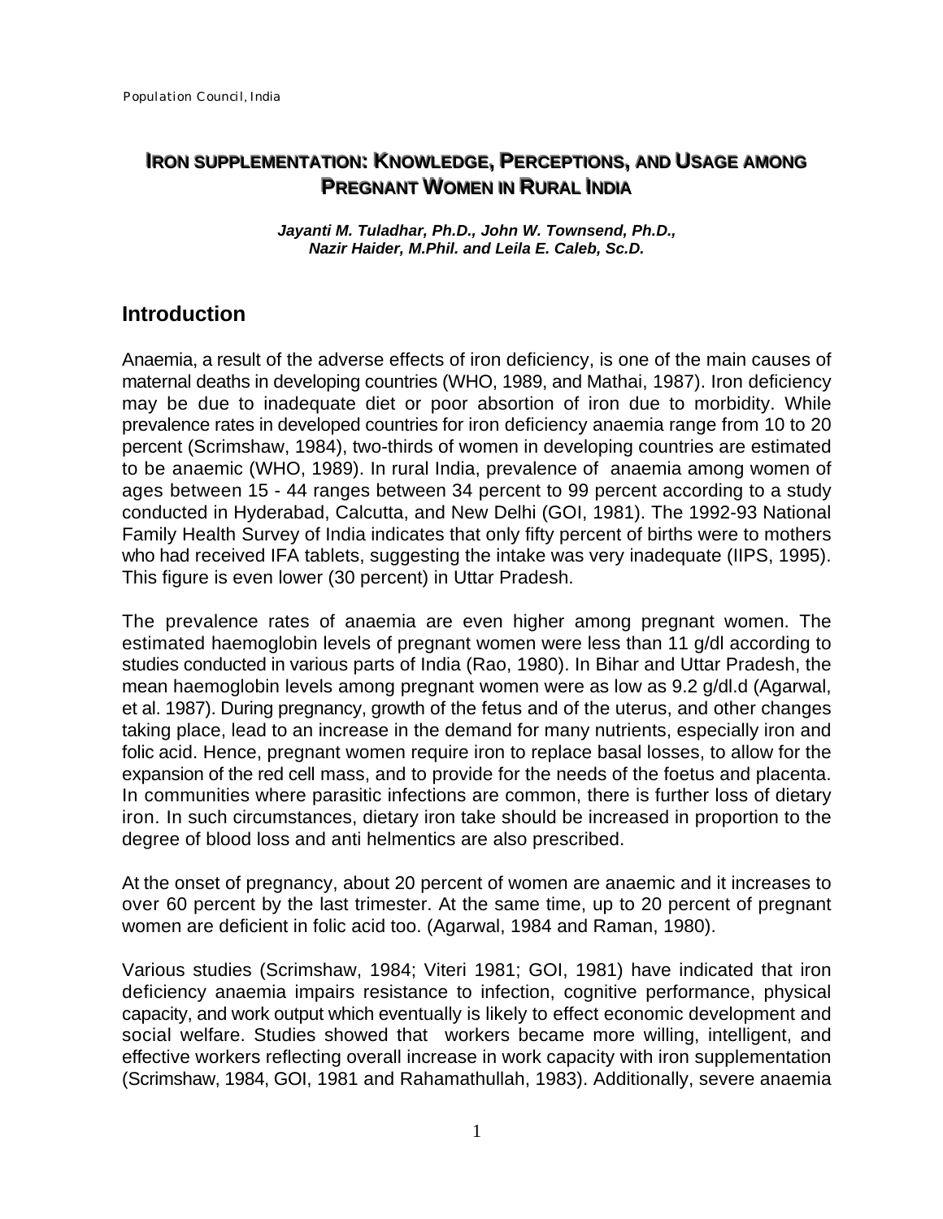# IRON SUPPLEMENTATION: KNOWLEDGE, PERCEPTIONS, AND USAGE AMONG PREGNANT WOMEN IN RURAL INDIA

***Jayanti M. Tuladhar, Ph.D., John W. Townsend, Ph.D., Nazir Haider, M.Phil. and Leila E. Caleb, Sc.D.***

## Introduction

Anaemia, a result of the adverse effects of iron deficiency, is one of the main causes of maternal deaths in developing countries (WHO, 1989, and Mathai, 1987). Iron deficiency may be due to inadequate diet or poor absorption of iron due to morbidity. While prevalence rates in developed countries for iron deficiency anaemia range from 10 to 20 percent (Scrimshaw, 1984), two-thirds of women in developing countries are estimated to be anaemic (WHO, 1989). In rural India, prevalence of anaemia among women of ages between 15 - 44 ranges between 34 percent to 99 percent according to a study conducted in Hyderabad, Calcutta, and New Delhi (GOI, 1981). The 1992-93 National Family Health Survey of India indicates that only fifty percent of births were to mothers who had received IFA tablets, suggesting the intake was very inadequate (IIPS, 1995). This figure is even lower (30 percent) in Uttar Pradesh.

The prevalence rates of anaemia are even higher among pregnant women. The estimated haemoglobin levels of pregnant women were less than 11 g/dl according to studies conducted in various parts of India (Rao, 1980). In Bihar and Uttar Pradesh, the mean haemoglobin levels among pregnant women were as low as 9.2 g/dl.d (Agarwal, et al. 1987). During pregnancy, growth of the fetus and of the uterus, and other changes taking place, lead to an increase in the demand for many nutrients, especially iron and folic acid. Hence, pregnant women require iron to replace basal losses, to allow for the expansion of the red cell mass, and to provide for the needs of the foetus and placenta. In communities where parasitic infections are common, there is further loss of dietary iron. In such circumstances, dietary iron take should be increased in proportion to the degree of blood loss and anti helmentics are also prescribed.

At the onset of pregnancy, about 20 percent of women are anaemic and it increases to over 60 percent by the last trimester. At the same time, up to 20 percent of pregnant women are deficient in folic acid too. (Agarwal, 1984 and Raman, 1980).

Various studies (Scrimshaw, 1984; Viteri 1981; GOI, 1981) have indicated that iron deficiency anaemia impairs resistance to infection, cognitive performance, physical capacity, and work output which eventually is likely to effect economic development and social welfare. Studies showed that workers became more willing, intelligent, and effective workers reflecting overall increase in work capacity with iron supplementation (Scrimshaw, 1984, GOI, 1981 and Rahamathullah, 1983). Additionally, severe anaemia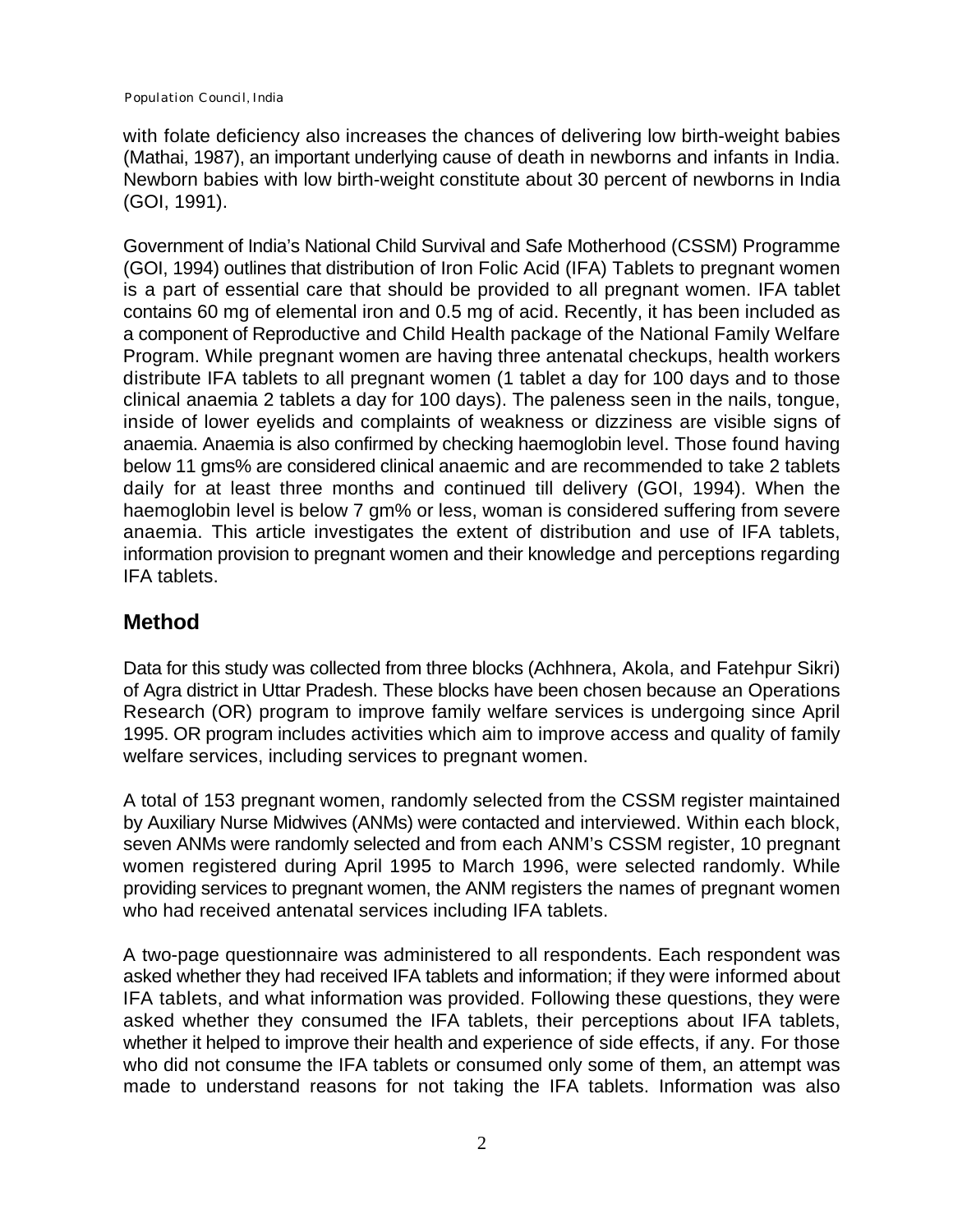with folate deficiency also increases the chances of delivering low birth-weight babies (Mathai, 1987), an important underlying cause of death in newborns and infants in India. Newborn babies with low birth-weight constitute about 30 percent of newborns in India (GOI, 1991).

Government of India's National Child Survival and Safe Motherhood (CSSM) Programme (GOI, 1994) outlines that distribution of Iron Folic Acid (IFA) Tablets to pregnant women is a part of essential care that should be provided to all pregnant women. IFA tablet contains 60 mg of elemental iron and 0.5 mg of acid. Recently, it has been included as a component of Reproductive and Child Health package of the National Family Welfare Program. While pregnant women are having three antenatal checkups, health workers distribute IFA tablets to all pregnant women (1 tablet a day for 100 days and to those clinical anaemia 2 tablets a day for 100 days). The paleness seen in the nails, tongue, inside of lower eyelids and complaints of weakness or dizziness are visible signs of anaemia. Anaemia is also confirmed by checking haemoglobin level. Those found having below 11 gms% are considered clinical anaemic and are recommended to take 2 tablets daily for at least three months and continued till delivery (GOI, 1994). When the haemoglobin level is below 7 gm% or less, woman is considered suffering from severe anaemia. This article investigates the extent of distribution and use of IFA tablets, information provision to pregnant women and their knowledge and perceptions regarding IFA tablets.

## Method

Data for this study was collected from three blocks (Achhnera, Akola, and Fatehpur Sikri) of Agra district in Uttar Pradesh. These blocks have been chosen because an Operations Research (OR) program to improve family welfare services is undergoing since April 1995. OR program includes activities which aim to improve access and quality of family welfare services, including services to pregnant women.

A total of 153 pregnant women, randomly selected from the CSSM register maintained by Auxiliary Nurse Midwives (ANMs) were contacted and interviewed. Within each block, seven ANMs were randomly selected and from each ANM's CSSM register, 10 pregnant women registered during April 1995 to March 1996, were selected randomly. While providing services to pregnant women, the ANM registers the names of pregnant women who had received antenatal services including IFA tablets.

A two-page questionnaire was administered to all respondents. Each respondent was asked whether they had received IFA tablets and information; if they were informed about IFA tablets, and what information was provided. Following these questions, they were asked whether they consumed the IFA tablets, their perceptions about IFA tablets, whether it helped to improve their health and experience of side effects, if any. For those who did not consume the IFA tablets or consumed only some of them, an attempt was made to understand reasons for not taking the IFA tablets. Information was also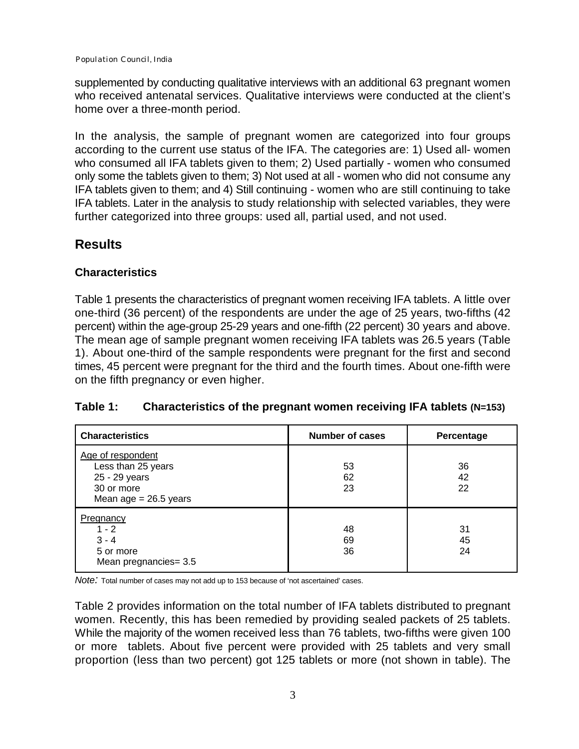supplemented by conducting qualitative interviews with an additional 63 pregnant women who received antenatal services. Qualitative interviews were conducted at the client's home over a three-month period.

In the analysis, the sample of pregnant women are categorized into four groups according to the current use status of the IFA. The categories are: 1) Used all- women who consumed all IFA tablets given to them; 2) Used partially - women who consumed only some the tablets given to them; 3) Not used at all - women who did not consume any IFA tablets given to them; and 4) Still continuing - women who are still continuing to take IFA tablets. Later in the analysis to study relationship with selected variables, they were further categorized into three groups: used all, partial used, and not used.

## Results

### Characteristics

Table 1 presents the characteristics of pregnant women receiving IFA tablets. A little over one-third (36 percent) of the respondents are under the age of 25 years, two-fifths (42 percent) within the age-group 25-29 years and one-fifth (22 percent) 30 years and above. The mean age of sample pregnant women receiving IFA tablets was 26.5 years (Table 1). About one-third of the sample respondents were pregnant for the first and second times, 45 percent were pregnant for the third and the fourth times. About one-fifth were on the fifth pregnancy or even higher.

**Table 1: Characteristics of the pregnant women receiving IFA tablets (N=153)**

| Characteristics | Number of cases | Percentage |
|---|---|---|
| Age of respondent | | |
| Less than 25 years | 53 | 36 |
| 25 - 29 years | 62 | 42 |
| 30 or more | 23 | 22 |
| Mean age = 26.5 years | | |
| Pregnancy | | |
| 1 - 2 | 48 | 31 |
| 3 - 4 | 69 | 45 |
| 5 or more | 36 | 24 |
| Mean pregnancies= 3.5 | | |

*Note:* Total number of cases may not add up to 153 because of 'not ascertained' cases.

Table 2 provides information on the total number of IFA tablets distributed to pregnant women. Recently, this has been remedied by providing sealed packets of 25 tablets. While the majority of the women received less than 76 tablets, two-fifths were given 100 or more tablets. About five percent were provided with 25 tablets and very small proportion (less than two percent) got 125 tablets or more (not shown in table). The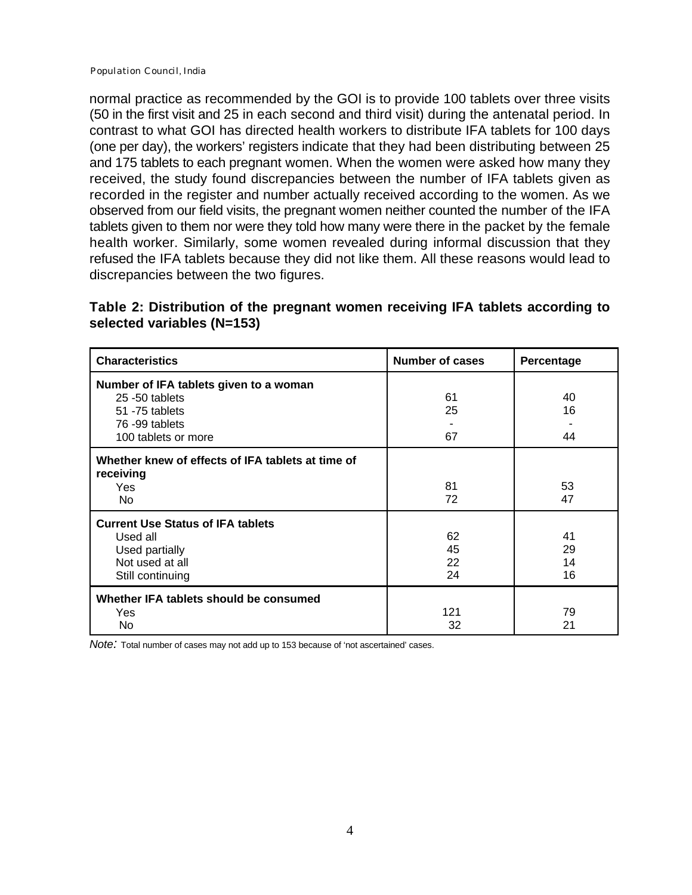normal practice as recommended by the GOI is to provide 100 tablets over three visits (50 in the first visit and 25 in each second and third visit) during the antenatal period. In contrast to what GOI has directed health workers to distribute IFA tablets for 100 days (one per day), the workers' registers indicate that they had been distributing between 25 and 175 tablets to each pregnant women. When the women were asked how many they received, the study found discrepancies between the number of IFA tablets given as recorded in the register and number actually received according to the women. As we observed from our field visits, the pregnant women neither counted the number of the IFA tablets given to them nor were they told how many were there in the packet by the female health worker. Similarly, some women revealed during informal discussion that they refused the IFA tablets because they did not like them. All these reasons would lead to discrepancies between the two figures.

**Table 2: Distribution of the pregnant women receiving IFA tablets according to selected variables (N=153)**

| Characteristics | Number of cases | Percentage |
|---|---|---|
| **Number of IFA tablets given to a woman** | | |
| 25 -50 tablets | 61 | 40 |
| 51 -75 tablets | 25 | 16 |
| 76 -99 tablets | - | - |
| 100 tablets or more | 67 | 44 |
| **Whether knew of effects of IFA tablets at time of receiving** | | |
| Yes | 81 | 53 |
| No | 72 | 47 |
| **Current Use Status of IFA tablets** | | |
| Used all | 62 | 41 |
| Used partially | 45 | 29 |
| Not used at all | 22 | 14 |
| Still continuing | 24 | 16 |
| **Whether IFA tablets should be consumed** | | |
| Yes | 121 | 79 |
| No | 32 | 21 |

*Note:* Total number of cases may not add up to 153 because of 'not ascertained' cases.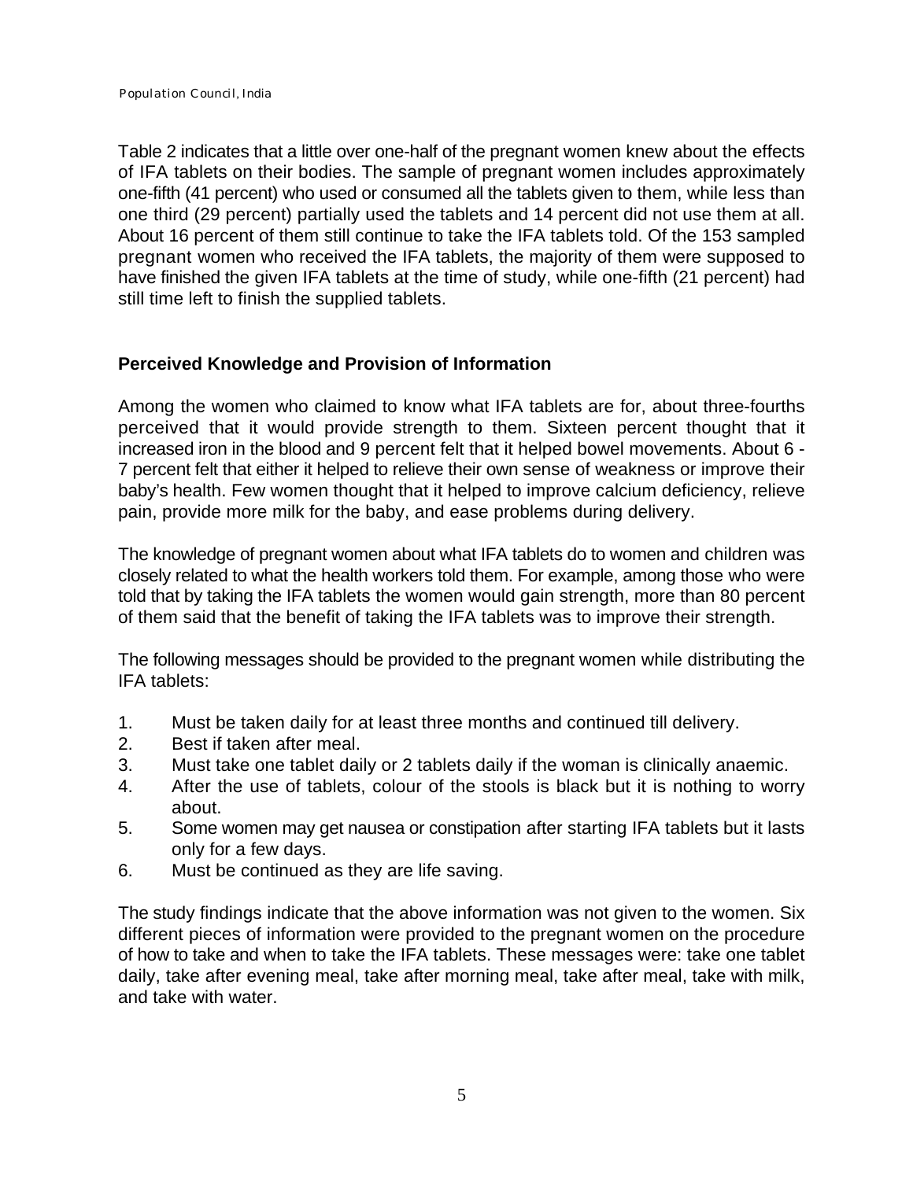Table 2 indicates that a little over one-half of the pregnant women knew about the effects of IFA tablets on their bodies. The sample of pregnant women includes approximately one-fifth (41 percent) who used or consumed all the tablets given to them, while less than one third (29 percent) partially used the tablets and 14 percent did not use them at all. About 16 percent of them still continue to take the IFA tablets told. Of the 153 sampled pregnant women who received the IFA tablets, the majority of them were supposed to have finished the given IFA tablets at the time of study, while one-fifth (21 percent) had still time left to finish the supplied tablets.

### Perceived Knowledge and Provision of Information

Among the women who claimed to know what IFA tablets are for, about three-fourths perceived that it would provide strength to them. Sixteen percent thought that it increased iron in the blood and 9 percent felt that it helped bowel movements. About 6 - 7 percent felt that either it helped to relieve their own sense of weakness or improve their baby's health. Few women thought that it helped to improve calcium deficiency, relieve pain, provide more milk for the baby, and ease problems during delivery.

The knowledge of pregnant women about what IFA tablets do to women and children was closely related to what the health workers told them. For example, among those who were told that by taking the IFA tablets the women would gain strength, more than 80 percent of them said that the benefit of taking the IFA tablets was to improve their strength.

The following messages should be provided to the pregnant women while distributing the IFA tablets:

1. Must be taken daily for at least three months and continued till delivery.
2. Best if taken after meal.
3. Must take one tablet daily or 2 tablets daily if the woman is clinically anaemic.
4. After the use of tablets, colour of the stools is black but it is nothing to worry about.
5. Some women may get nausea or constipation after starting IFA tablets but it lasts only for a few days.
6. Must be continued as they are life saving.

The study findings indicate that the above information was not given to the women. Six different pieces of information were provided to the pregnant women on the procedure of how to take and when to take the IFA tablets. These messages were: take one tablet daily, take after evening meal, take after morning meal, take after meal, take with milk, and take with water.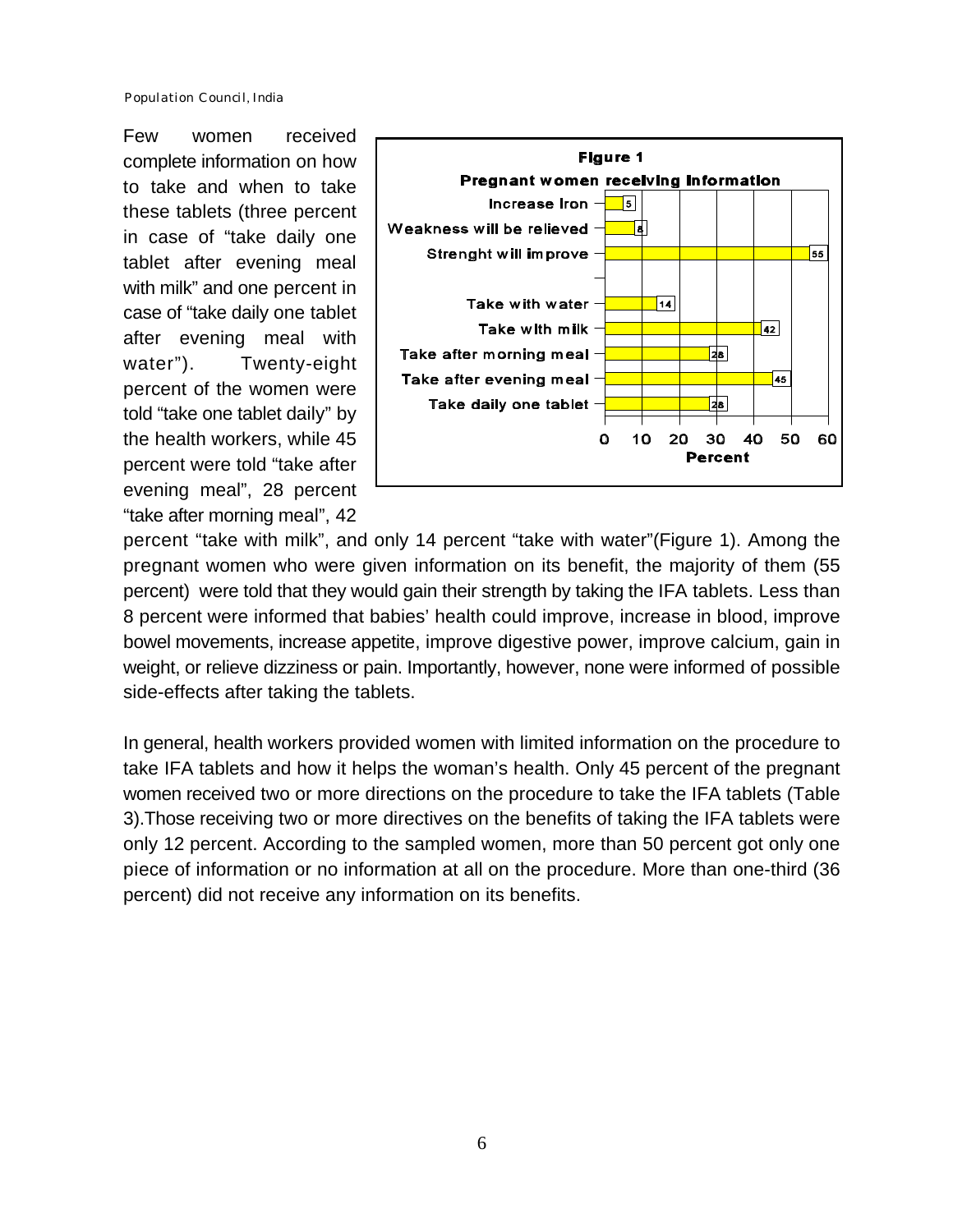Few women received complete information on how to take and when to take these tablets (three percent in case of "take daily one tablet after evening meal with milk" and one percent in case of "take daily one tablet after evening meal with water"). Twenty-eight percent of the women were told "take one tablet daily" by the health workers, while 45 percent were told "take after evening meal", 28 percent "take after morning meal", 42 percent "take with milk", and only 14 percent "take with water"(Figure 1). Among the pregnant women who were given information on its benefit, the majority of them (55 percent) were told that they would gain their strength by taking the IFA tablets. Less than 8 percent were informed that babies' health could improve, increase in blood, improve bowel movements, increase appetite, improve digestive power, improve calcium, gain in weight, or relieve dizziness or pain. Importantly, however, none were informed of possible side-effects after taking the tablets.

**Figure 1**

**Pregnant women receiving information**

| Information | Percent |
|---|---|
| Increase Iron | 5 |
| Weakness will be relieved | 8 |
| Strenght will improve | 55 |
| Take with water | 14 |
| Take with milk | 42 |
| Take after morning meal | 28 |
| Take after evening meal | 45 |
| Take daily one tablet | 28 |

In general, health workers provided women with limited information on the procedure to take IFA tablets and how it helps the woman's health. Only 45 percent of the pregnant women received two or more directions on the procedure to take the IFA tablets (Table 3).Those receiving two or more directives on the benefits of taking the IFA tablets were only 12 percent. According to the sampled women, more than 50 percent got only one piece of information or no information at all on the procedure. More than one-third (36 percent) did not receive any information on its benefits.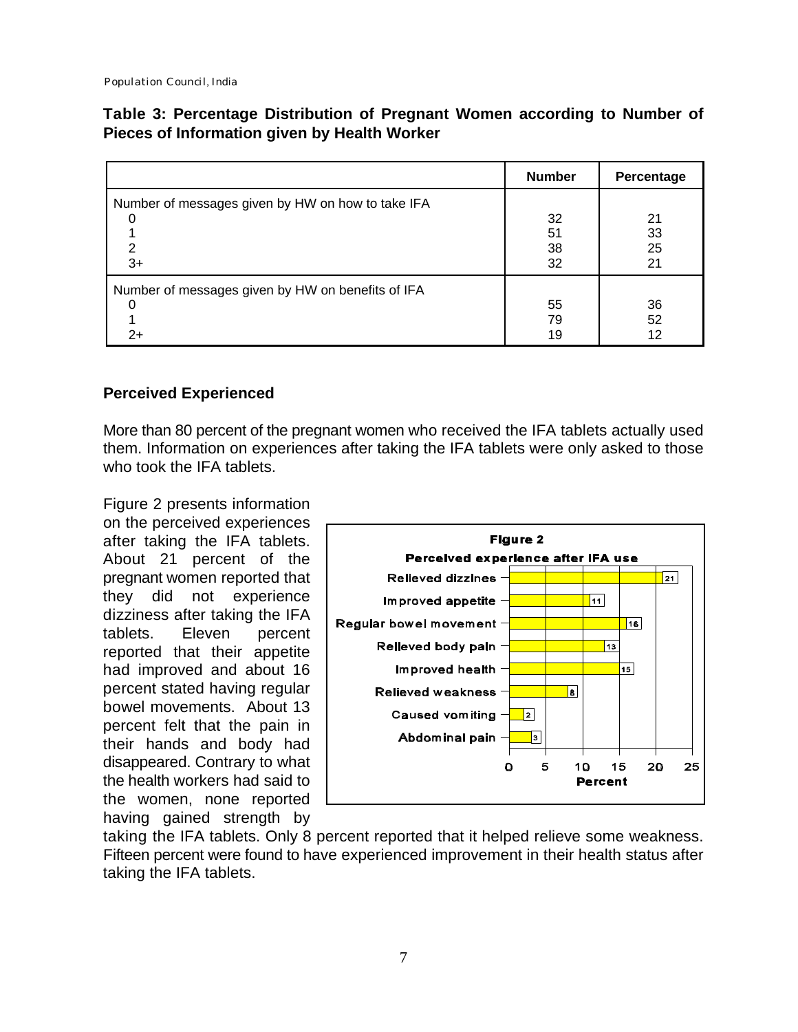**Table 3: Percentage Distribution of Pregnant Women according to Number of Pieces of Information given by Health Worker**

| | Number | Percentage |
|---|---|---|
| Number of messages given by HW on how to take IFA | | |
| 0 | 32 | 21 |
| 1 | 51 | 33 |
| 2 | 38 | 25 |
| 3+ | 32 | 21 |
| Number of messages given by HW on benefits of IFA | | |
| 0 | 55 | 36 |
| 1 | 79 | 52 |
| 2+ | 19 | 12 |

## Perceived Experienced

More than 80 percent of the pregnant women who received the IFA tablets actually used them. Information on experiences after taking the IFA tablets were only asked to those who took the IFA tablets.

Figure 2 presents information on the perceived experiences after taking the IFA tablets. About 21 percent of the pregnant women reported that they did not experience dizziness after taking the IFA tablets. Eleven percent reported that their appetite had improved and about 16 percent stated having regular bowel movements. About 13 percent felt that the pain in their hands and body had disappeared. Contrary to what the health workers had said to the women, none reported having gained strength by taking the IFA tablets. Only 8 percent reported that it helped relieve some weakness. Fifteen percent were found to have experienced improvement in their health status after taking the IFA tablets.

**Figure 2**
**Perceived experience after IFA use**

| Experience | Percent |
|---|---|
| Relieved dizzines | 21 |
| Improved appetite | 11 |
| Regular bowel movement | 16 |
| Relieved body pain | 13 |
| Improved health | 15 |
| Relieved weakness | 8 |
| Caused vomiting | 2 |
| Abdominal pain | 3 |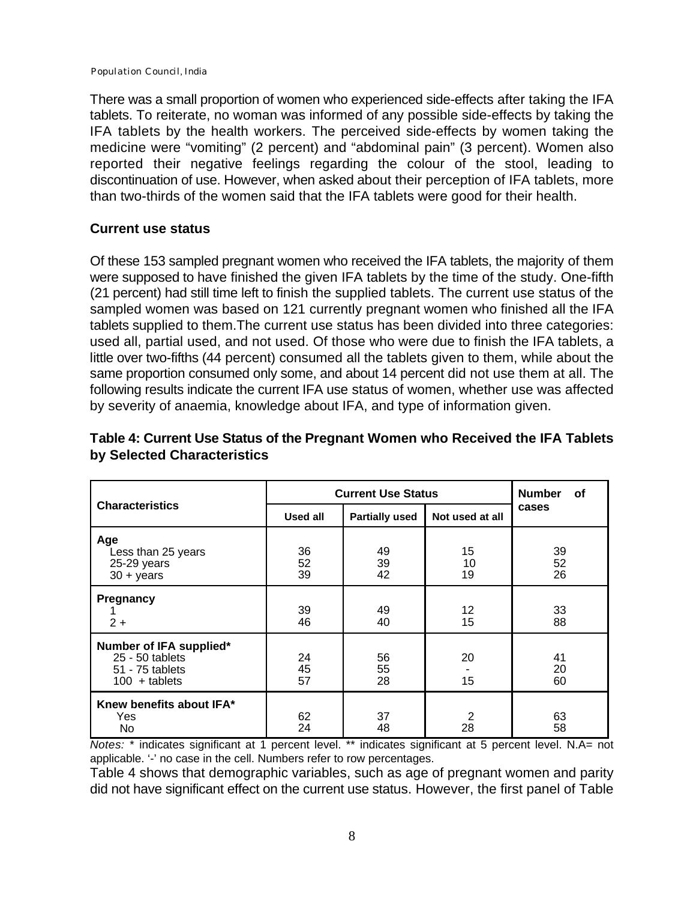There was a small proportion of women who experienced side-effects after taking the IFA tablets. To reiterate, no woman was informed of any possible side-effects by taking the IFA tablets by the health workers. The perceived side-effects by women taking the medicine were "vomiting" (2 percent) and "abdominal pain" (3 percent). Women also reported their negative feelings regarding the colour of the stool, leading to discontinuation of use. However, when asked about their perception of IFA tablets, more than two-thirds of the women said that the IFA tablets were good for their health.

### Current use status

Of these 153 sampled pregnant women who received the IFA tablets, the majority of them were supposed to have finished the given IFA tablets by the time of the study. One-fifth (21 percent) had still time left to finish the supplied tablets. The current use status of the sampled women was based on 121 currently pregnant women who finished all the IFA tablets supplied to them.The current use status has been divided into three categories: used all, partial used, and not used. Of those who were due to finish the IFA tablets, a little over two-fifths (44 percent) consumed all the tablets given to them, while about the same proportion consumed only some, and about 14 percent did not use them at all. The following results indicate the current IFA use status of women, whether use was affected by severity of anaemia, knowledge about IFA, and type of information given.

**Table 4: Current Use Status of the Pregnant Women who Received the IFA Tablets by Selected Characteristics**

| Characteristics | Current Use Status | | | Number of cases |
|---|---|---|---|---|
| | Used all | Partially used | Not used at all | |
| **Age** | | | | |
| Less than 25 years | 36 | 49 | 15 | 39 |
| 25-29 years | 52 | 39 | 10 | 52 |
| 30 + years | 39 | 42 | 19 | 26 |
| **Pregnancy** | | | | |
| 1 | 39 | 49 | 12 | 33 |
| 2 + | 46 | 40 | 15 | 88 |
| **Number of IFA supplied*** | | | | |
| 25 - 50 tablets | 24 | 56 | 20 | 41 |
| 51 - 75 tablets | 45 | 55 | - | 20 |
| 100 + tablets | 57 | 28 | 15 | 60 |
| **Knew benefits about IFA*** | | | | |
| Yes | 62 | 37 | 2 | 63 |
| No | 24 | 48 | 28 | 58 |

*Notes:* * indicates significant at 1 percent level. ** indicates significant at 5 percent level. N.A= not applicable. '-' no case in the cell. Numbers refer to row percentages.

Table 4 shows that demographic variables, such as age of pregnant women and parity did not have significant effect on the current use status. However, the first panel of Table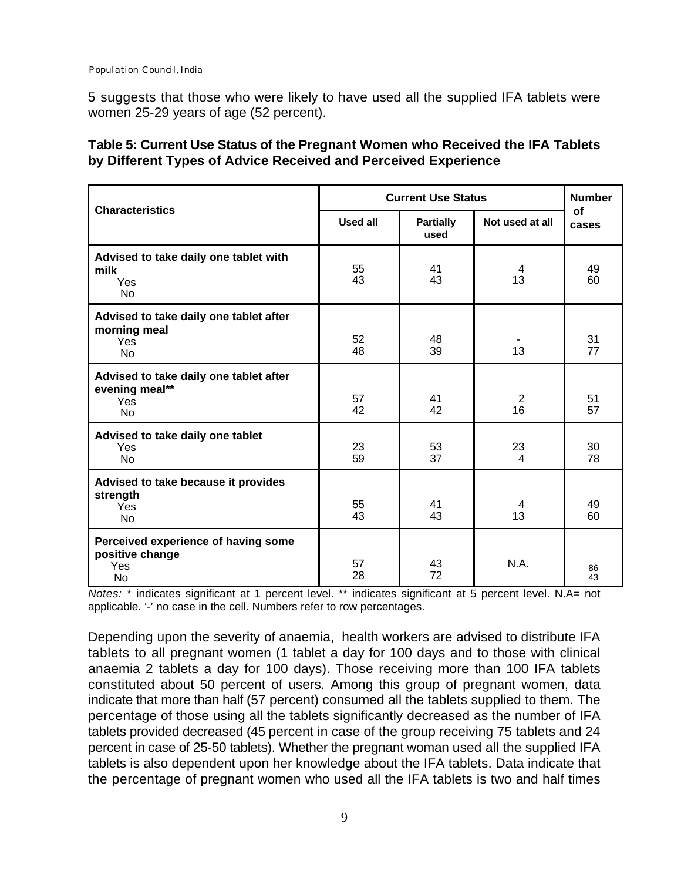5 suggests that those who were likely to have used all the supplied IFA tablets were women 25-29 years of age (52 percent).

**Table 5: Current Use Status of the Pregnant Women who Received the IFA Tablets by Different Types of Advice Received and Perceived Experience**

| Characteristics | Current Use Status | | | Number of cases |
|---|---|---|---|---|
| | Used all | Partially used | Not used at all | |
| **Advised to take daily one tablet with milk** | | | | |
| Yes | 55 | 41 | 4 | 49 |
| No | 43 | 43 | 13 | 60 |
| **Advised to take daily one tablet after morning meal** | | | | |
| Yes | 52 | 48 | - | 31 |
| No | 48 | 39 | 13 | 77 |
| **Advised to take daily one tablet after evening meal**** | | | | |
| Yes | 57 | 41 | 2 | 51 |
| No | 42 | 42 | 16 | 57 |
| **Advised to take daily one tablet** | | | | |
| Yes | 23 | 53 | 23 | 30 |
| No | 59 | 37 | 4 | 78 |
| **Advised to take because it provides strength** | | | | |
| Yes | 55 | 41 | 4 | 49 |
| No | 43 | 43 | 13 | 60 |
| **Perceived experience of having some positive change** | | | | |
| Yes | 57 | 43 | N.A. | 86 |
| No | 28 | 72 | | 43 |

*Notes:* * indicates significant at 1 percent level. ** indicates significant at 5 percent level. N.A= not applicable. '-' no case in the cell. Numbers refer to row percentages.

Depending upon the severity of anaemia, health workers are advised to distribute IFA tablets to all pregnant women (1 tablet a day for 100 days and to those with clinical anaemia 2 tablets a day for 100 days). Those receiving more than 100 IFA tablets constituted about 50 percent of users. Among this group of pregnant women, data indicate that more than half (57 percent) consumed all the tablets supplied to them. The percentage of those using all the tablets significantly decreased as the number of IFA tablets provided decreased (45 percent in case of the group receiving 75 tablets and 24 percent in case of 25-50 tablets). Whether the pregnant woman used all the supplied IFA tablets is also dependent upon her knowledge about the IFA tablets. Data indicate that the percentage of pregnant women who used all the IFA tablets is two and half times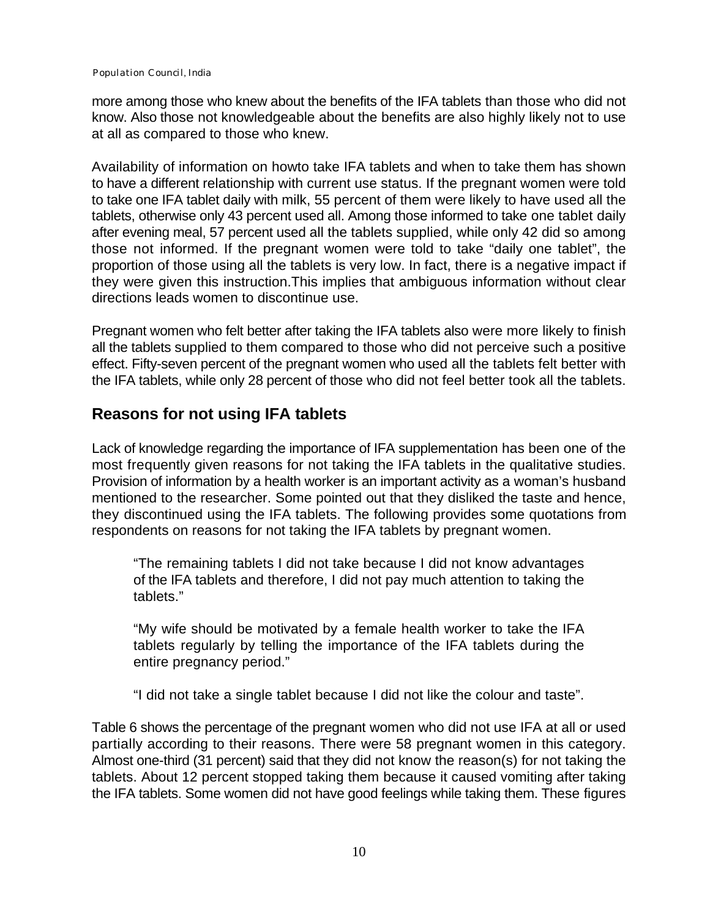more among those who knew about the benefits of the IFA tablets than those who did not know. Also those not knowledgeable about the benefits are also highly likely not to use at all as compared to those who knew.

Availability of information on howto take IFA tablets and when to take them has shown to have a different relationship with current use status. If the pregnant women were told to take one IFA tablet daily with milk, 55 percent of them were likely to have used all the tablets, otherwise only 43 percent used all. Among those informed to take one tablet daily after evening meal, 57 percent used all the tablets supplied, while only 42 did so among those not informed. If the pregnant women were told to take "daily one tablet", the proportion of those using all the tablets is very low. In fact, there is a negative impact if they were given this instruction.This implies that ambiguous information without clear directions leads women to discontinue use.

Pregnant women who felt better after taking the IFA tablets also were more likely to finish all the tablets supplied to them compared to those who did not perceive such a positive effect. Fifty-seven percent of the pregnant women who used all the tablets felt better with the IFA tablets, while only 28 percent of those who did not feel better took all the tablets.

## Reasons for not using IFA tablets

Lack of knowledge regarding the importance of IFA supplementation has been one of the most frequently given reasons for not taking the IFA tablets in the qualitative studies. Provision of information by a health worker is an important activity as a woman's husband mentioned to the researcher. Some pointed out that they disliked the taste and hence, they discontinued using the IFA tablets. The following provides some quotations from respondents on reasons for not taking the IFA tablets by pregnant women.

> "The remaining tablets I did not take because I did not know advantages of the IFA tablets and therefore, I did not pay much attention to taking the tablets."

> "My wife should be motivated by a female health worker to take the IFA tablets regularly by telling the importance of the IFA tablets during the entire pregnancy period."

> "I did not take a single tablet because I did not like the colour and taste".

Table 6 shows the percentage of the pregnant women who did not use IFA at all or used partially according to their reasons. There were 58 pregnant women in this category. Almost one-third (31 percent) said that they did not know the reason(s) for not taking the tablets. About 12 percent stopped taking them because it caused vomiting after taking the IFA tablets. Some women did not have good feelings while taking them. These figures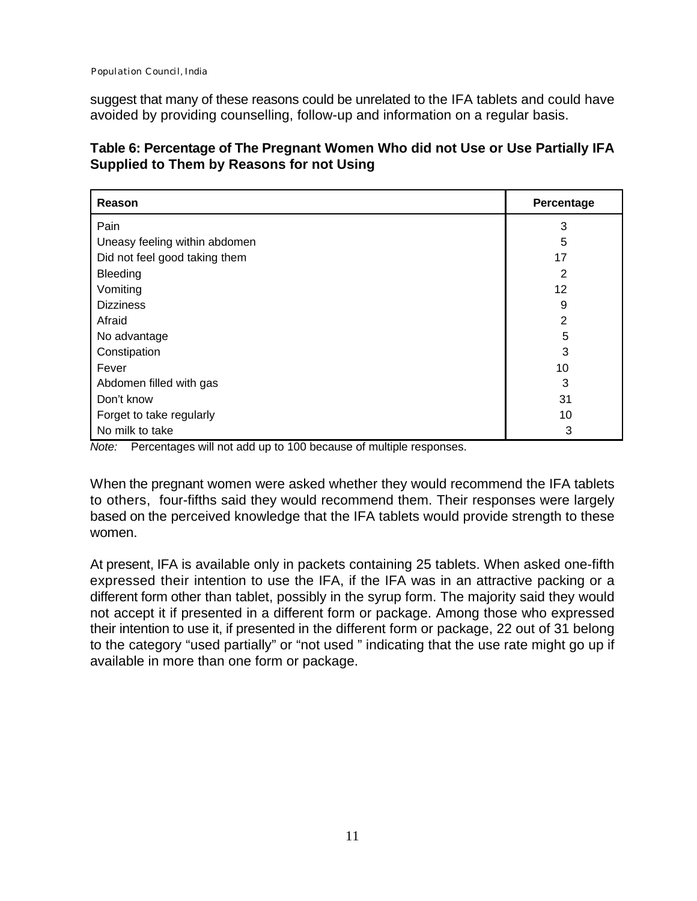suggest that many of these reasons could be unrelated to the IFA tablets and could have avoided by providing counselling, follow-up and information on a regular basis.

**Table 6: Percentage of The Pregnant Women Who did not Use or Use Partially IFA Supplied to Them by Reasons for not Using**

| Reason | Percentage |
|---|---|
| Pain | 3 |
| Uneasy feeling within abdomen | 5 |
| Did not feel good taking them | 17 |
| Bleeding | 2 |
| Vomiting | 12 |
| Dizziness | 9 |
| Afraid | 2 |
| No advantage | 5 |
| Constipation | 3 |
| Fever | 10 |
| Abdomen filled with gas | 3 |
| Don't know | 31 |
| Forget to take regularly | 10 |
| No milk to take | 3 |

*Note:* Percentages will not add up to 100 because of multiple responses.

When the pregnant women were asked whether they would recommend the IFA tablets to others, four-fifths said they would recommend them. Their responses were largely based on the perceived knowledge that the IFA tablets would provide strength to these women.

At present, IFA is available only in packets containing 25 tablets. When asked one-fifth expressed their intention to use the IFA, if the IFA was in an attractive packing or a different form other than tablet, possibly in the syrup form. The majority said they would not accept it if presented in a different form or package. Among those who expressed their intention to use it, if presented in the different form or package, 22 out of 31 belong to the category "used partially" or "not used " indicating that the use rate might go up if available in more than one form or package.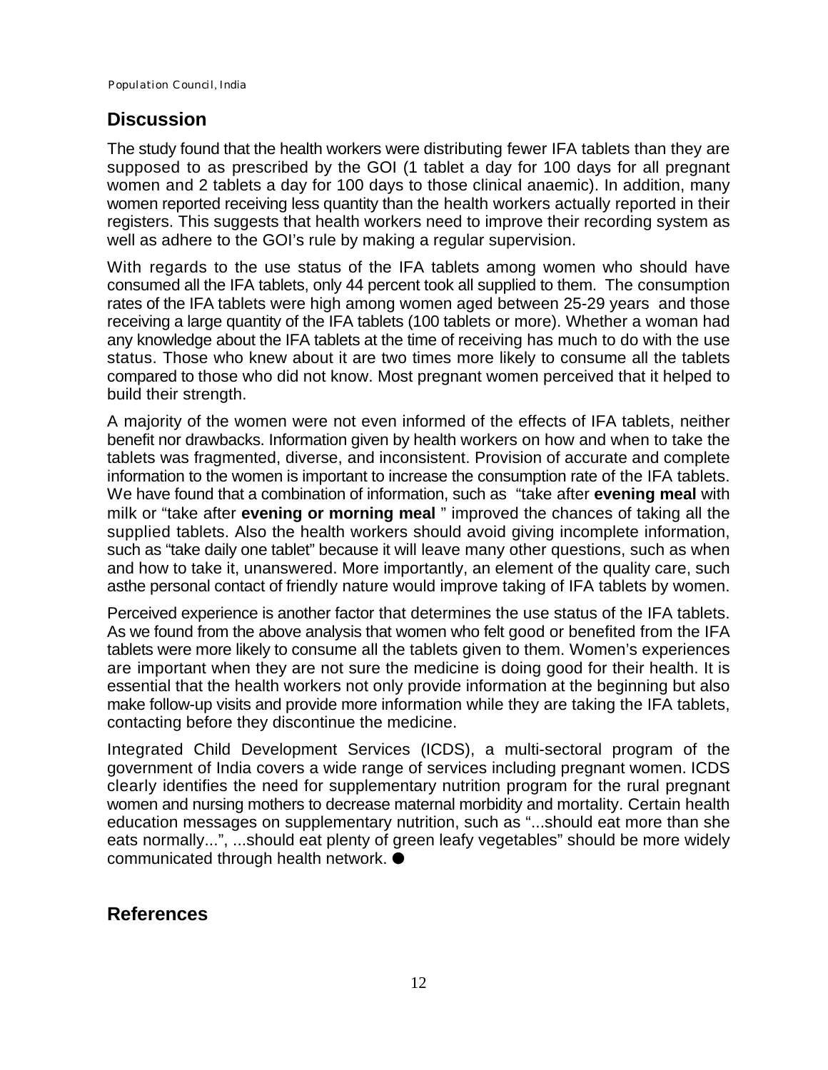## Discussion

The study found that the health workers were distributing fewer IFA tablets than they are supposed to as prescribed by the GOI (1 tablet a day for 100 days for all pregnant women and 2 tablets a day for 100 days to those clinical anaemic). In addition, many women reported receiving less quantity than the health workers actually reported in their registers. This suggests that health workers need to improve their recording system as well as adhere to the GOI's rule by making a regular supervision.

With regards to the use status of the IFA tablets among women who should have consumed all the IFA tablets, only 44 percent took all supplied to them. The consumption rates of the IFA tablets were high among women aged between 25-29 years and those receiving a large quantity of the IFA tablets (100 tablets or more). Whether a woman had any knowledge about the IFA tablets at the time of receiving has much to do with the use status. Those who knew about it are two times more likely to consume all the tablets compared to those who did not know. Most pregnant women perceived that it helped to build their strength.

A majority of the women were not even informed of the effects of IFA tablets, neither benefit nor drawbacks. Information given by health workers on how and when to take the tablets was fragmented, diverse, and inconsistent. Provision of accurate and complete information to the women is important to increase the consumption rate of the IFA tablets. We have found that a combination of information, such as "take after **evening meal** with milk or "take after **evening or morning meal** " improved the chances of taking all the supplied tablets. Also the health workers should avoid giving incomplete information, such as "take daily one tablet" because it will leave many other questions, such as when and how to take it, unanswered. More importantly, an element of the quality care, such asthe personal contact of friendly nature would improve taking of IFA tablets by women.

Perceived experience is another factor that determines the use status of the IFA tablets. As we found from the above analysis that women who felt good or benefited from the IFA tablets were more likely to consume all the tablets given to them. Women's experiences are important when they are not sure the medicine is doing good for their health. It is essential that the health workers not only provide information at the beginning but also make follow-up visits and provide more information while they are taking the IFA tablets, contacting before they discontinue the medicine.

Integrated Child Development Services (ICDS), a multi-sectoral program of the government of India covers a wide range of services including pregnant women. ICDS clearly identifies the need for supplementary nutrition program for the rural pregnant women and nursing mothers to decrease maternal morbidity and mortality. Certain health education messages on supplementary nutrition, such as "...should eat more than she eats normally...", ...should eat plenty of green leafy vegetables" should be more widely communicated through health network. ●

## References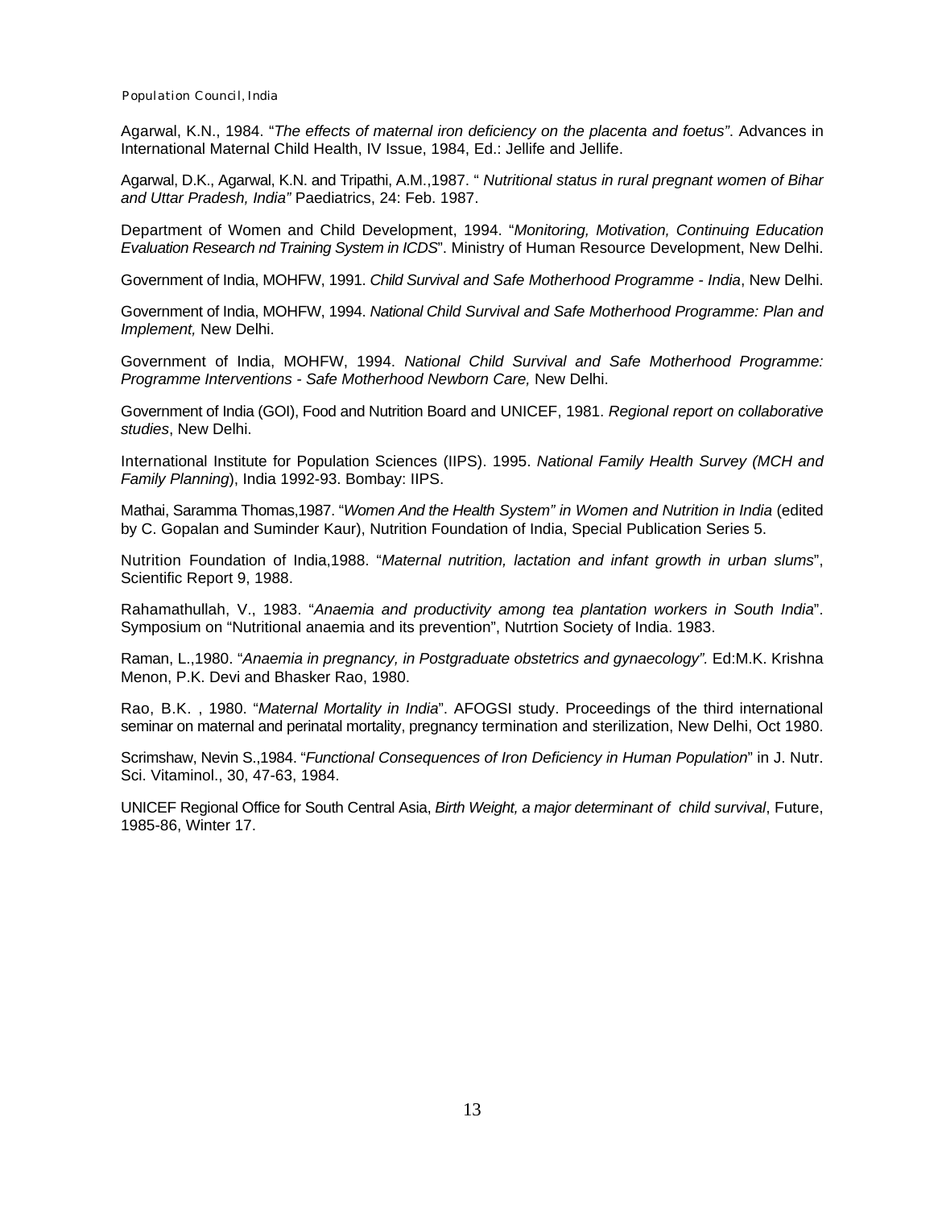Agarwal, K.N., 1984. "*The effects of maternal iron deficiency on the placenta and foetus"*. Advances in International Maternal Child Health, IV Issue, 1984, Ed.: Jellife and Jellife.

Agarwal, D.K., Agarwal, K.N. and Tripathi, A.M.,1987. " *Nutritional status in rural pregnant women of Bihar and Uttar Pradesh, India"* Paediatrics, 24: Feb. 1987.

Department of Women and Child Development, 1994. "*Monitoring, Motivation, Continuing Education Evaluation Research nd Training System in ICDS*". Ministry of Human Resource Development, New Delhi.

Government of India, MOHFW, 1991. *Child Survival and Safe Motherhood Programme - India*, New Delhi.

Government of India, MOHFW, 1994. *National Child Survival and Safe Motherhood Programme: Plan and Implement,* New Delhi.

Government of India, MOHFW, 1994. *National Child Survival and Safe Motherhood Programme: Programme Interventions - Safe Motherhood Newborn Care,* New Delhi.

Government of India (GOI), Food and Nutrition Board and UNICEF, 1981. *Regional report on collaborative studies*, New Delhi.

International Institute for Population Sciences (IIPS). 1995. *National Family Health Survey (MCH and Family Planning*), India 1992-93. Bombay: IIPS.

Mathai, Saramma Thomas,1987. "*Women And the Health System" in Women and Nutrition in India* (edited by C. Gopalan and Suminder Kaur), Nutrition Foundation of India, Special Publication Series 5.

Nutrition Foundation of India,1988. "*Maternal nutrition, lactation and infant growth in urban slums*", Scientific Report 9, 1988.

Rahamathullah, V., 1983. "*Anaemia and productivity among tea plantation workers in South India*". Symposium on "Nutritional anaemia and its prevention", Nutrtion Society of India. 1983.

Raman, L.,1980. "*Anaemia in pregnancy, in Postgraduate obstetrics and gynaecology".* Ed:M.K. Krishna Menon, P.K. Devi and Bhasker Rao, 1980.

Rao, B.K. , 1980. "*Maternal Mortality in India*". AFOGSI study. Proceedings of the third international seminar on maternal and perinatal mortality, pregnancy termination and sterilization, New Delhi, Oct 1980.

Scrimshaw, Nevin S.,1984. "*Functional Consequences of Iron Deficiency in Human Population*" in J. Nutr. Sci. Vitaminol., 30, 47-63, 1984.

UNICEF Regional Office for South Central Asia, *Birth Weight, a major determinant of child survival*, Future, 1985-86, Winter 17.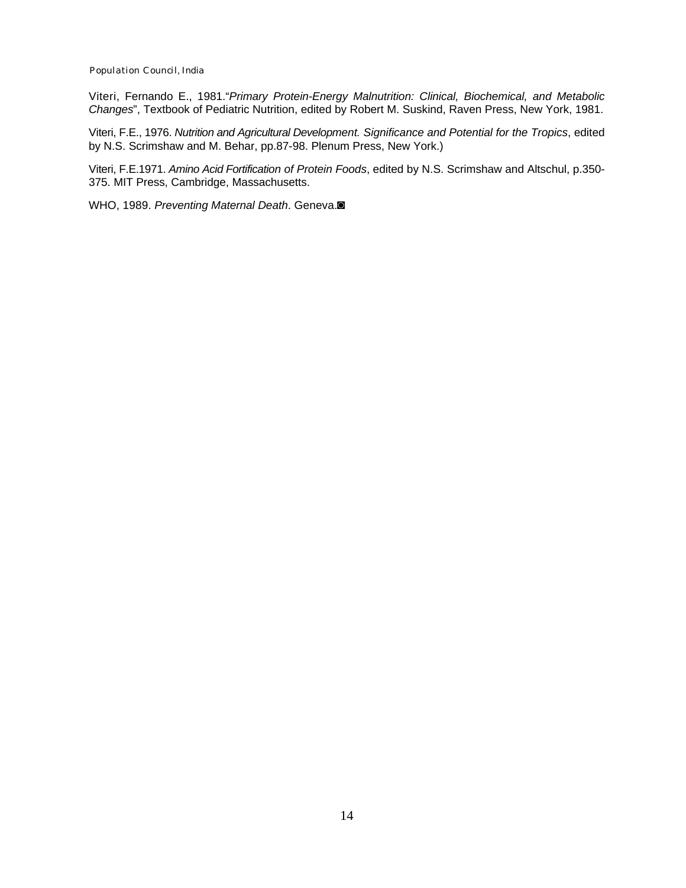Viteri, Fernando E., 1981."*Primary Protein-Energy Malnutrition: Clinical, Biochemical, and Metabolic Changes*", Textbook of Pediatric Nutrition, edited by Robert M. Suskind, Raven Press, New York, 1981.

Viteri, F.E., 1976. *Nutrition and Agricultural Development. Significance and Potential for the Tropics*, edited by N.S. Scrimshaw and M. Behar, pp.87-98. Plenum Press, New York.)

Viteri, F.E.1971. *Amino Acid Fortification of Protein Foods*, edited by N.S. Scrimshaw and Altschul, p.350-375. MIT Press, Cambridge, Massachusetts.

WHO, 1989. *Preventing Maternal Death*. Geneva.◙